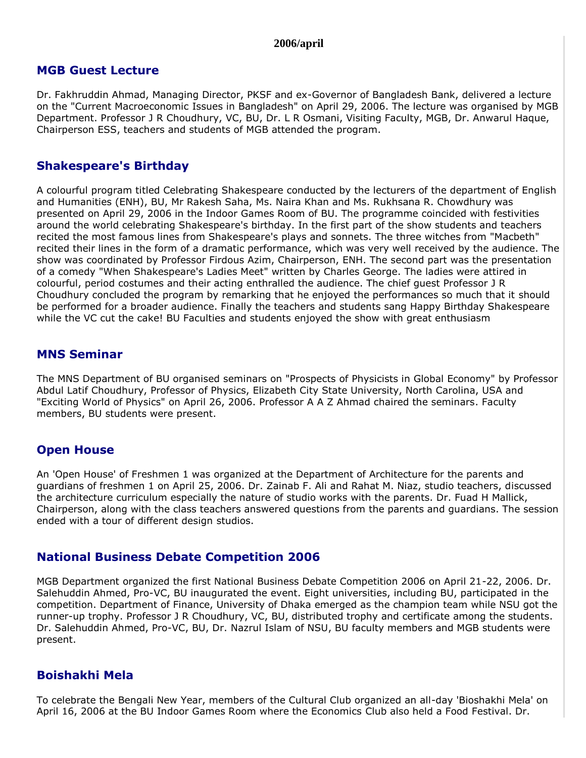**2006/april**

## MGB Guest Lecture

Dr. Fakhruddin Ahmad, Managing Director, PKSF and ex-Governor of Bangladesh Bank, delivered a lecture on the "Current Macroeconomic Issues in Bangladesh" on April 29, 2006. The lecture was organised by MGB Department. Professor J R Choudhury, VC, BU, Dr. L R Osmani, Visiting Faculty, MGB, Dr. Anwarul Haque, Chairperson ESS, teachers and students of MGB attended the program.

## Shakespeare's Birthday

A colourful program titled Celebrating Shakespeare conducted by the lecturers of the department of English and Humanities (ENH), BU, Mr Rakesh Saha, Ms. Naira Khan and Ms. Rukhsana R. Chowdhury was presented on April 29, 2006 in the Indoor Games Room of BU. The programme coincided with festivities around the world celebrating Shakespeare's birthday. In the first part of the show students and teachers recited the most famous lines from Shakespeare's plays and sonnets. The three witches from "Macbeth" recited their lines in the form of a dramatic performance, which was very well received by the audience. The show was coordinated by Professor Firdous Azim, Chairperson, ENH. The second part was the presentation of a comedy "When Shakespeare's Ladies Meet" written by Charles George. The ladies were attired in colourful, period costumes and their acting enthralled the audience. The chief guest Professor J R Choudhury concluded the program by remarking that he enjoyed the performances so much that it should be performed for a broader audience. Finally the teachers and students sang Happy Birthday Shakespeare while the VC cut the cake! BU Faculties and students enjoyed the show with great enthusiasm

## MNS Seminar

The MNS Department of BU organised seminars on "Prospects of Physicists in Global Economy" by Professor Abdul Latif Choudhury, Professor of Physics, Elizabeth City State University, North Carolina, USA and "Exciting World of Physics" on April 26, 2006. Professor A A Z Ahmad chaired the seminars. Faculty members, BU students were present.

## Open House

An 'Open House' of Freshmen 1 was organized at the Department of Architecture for the parents and guardians of freshmen 1 on April 25, 2006. Dr. Zainab F. Ali and Rahat M. Niaz, studio teachers, discussed the architecture curriculum especially the nature of studio works with the parents. Dr. Fuad H Mallick, Chairperson, along with the class teachers answered questions from the parents and guardians. The session ended with a tour of different design studios.

## National Business Debate Competition 2006

MGB Department organized the first National Business Debate Competition 2006 on April 21-22, 2006. Dr. Salehuddin Ahmed, Pro-VC, BU inaugurated the event. Eight universities, including BU, participated in the competition. Department of Finance, University of Dhaka emerged as the champion team while NSU got the runner-up trophy. Professor J R Choudhury, VC, BU, distributed trophy and certificate among the students. Dr. Salehuddin Ahmed, Pro-VC, BU, Dr. Nazrul Islam of NSU, BU faculty members and MGB students were present.

## Boishakhi Mela

To celebrate the Bengali New Year, members of the Cultural Club organized an all-day 'Bioshakhi Mela' on April 16, 2006 at the BU Indoor Games Room where the Economics Club also held a Food Festival. Dr.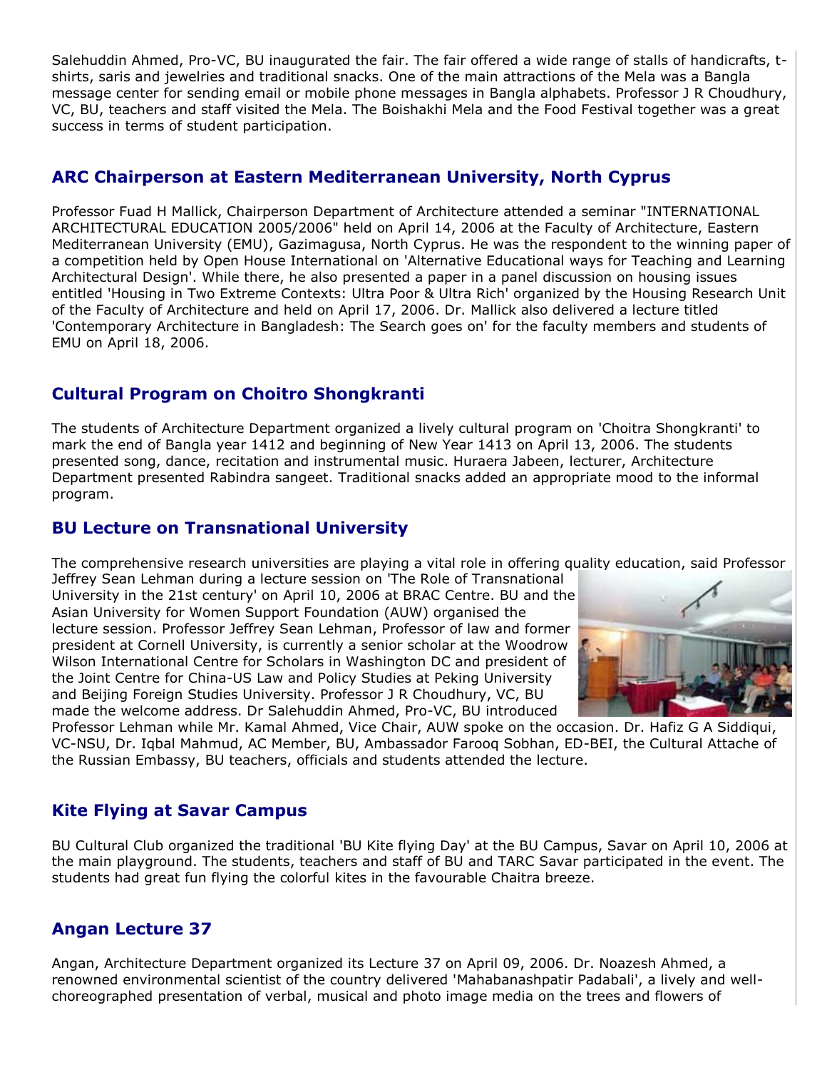Salehuddin Ahmed, Pro-VC, BU inaugurated the fair. The fair offered a wide range of stalls of handicrafts, t-shirts, saris and jewelries and traditional snacks. One of the main attractions of the Mela was a Bangla message center for sending email or mobile phone messages in Bangla alphabets. Professor J R Choudhury, VC, BU, teachers and staff visited the Mela. The Boishakhi Mela and the Food Festival together was a great success in terms of student participation.

## ARC Chairperson at Eastern Mediterranean University, North Cyprus

Professor Fuad H Mallick, Chairperson Department of Architecture attended a seminar "INTERNATIONAL ARCHITECTURAL EDUCATION 2005/2006" held on April 14, 2006 at the Faculty of Architecture, Eastern Mediterranean University (EMU), Gazimagusa, North Cyprus. He was the respondent to the winning paper of a competition held by Open House International on 'Alternative Educational ways for Teaching and Learning Architectural Design'. While there, he also presented a paper in a panel discussion on housing issues entitled 'Housing in Two Extreme Contexts: Ultra Poor & Ultra Rich' organized by the Housing Research Unit of the Faculty of Architecture and held on April 17, 2006. Dr. Mallick also delivered a lecture titled 'Contemporary Architecture in Bangladesh: The Search goes on' for the faculty members and students of EMU on April 18, 2006.

## Cultural Program on Choitro Shongkranti

The students of Architecture Department organized a lively cultural program on 'Choitra Shongkranti' to mark the end of Bangla year 1412 and beginning of New Year 1413 on April 13, 2006. The students presented song, dance, recitation and instrumental music. Huraera Jabeen, lecturer, Architecture Department presented Rabindra sangeet. Traditional snacks added an appropriate mood to the informal program.

## BU Lecture on Transnational University

The comprehensive research universities are playing a vital role in offering quality education, said Professor Jeffrey Sean Lehman during a lecture session on 'The Role of Transnational University in the 21st century' on April 10, 2006 at BRAC Centre. BU and the Asian University for Women Support Foundation (AUW) organised the lecture session. Professor Jeffrey Sean Lehman, Professor of law and former president at Cornell University, is currently a senior scholar at the Woodrow Wilson International Centre for Scholars in Washington DC and president of the Joint Centre for China-US Law and Policy Studies at Peking University and Beijing Foreign Studies University. Professor J R Choudhury, VC, BU made the welcome address. Dr Salehuddin Ahmed, Pro-VC, BU introduced Professor Lehman while Mr. Kamal Ahmed, Vice Chair, AUW spoke on the occasion. Dr. Hafiz G A Siddiqui, VC-NSU, Dr. Iqbal Mahmud, AC Member, BU, Ambassador Farooq Sobhan, ED-BEI, the Cultural Attache of the Russian Embassy, BU teachers, officials and students attended the lecture.

## Kite Flying at Savar Campus

BU Cultural Club organized the traditional 'BU Kite flying Day' at the BU Campus, Savar on April 10, 2006 at the main playground. The students, teachers and staff of BU and TARC Savar participated in the event. The students had great fun flying the colorful kites in the favourable Chaitra breeze.

## Angan Lecture 37

Angan, Architecture Department organized its Lecture 37 on April 09, 2006. Dr. Noazesh Ahmed, a renowned environmental scientist of the country delivered 'Mahabanashpatir Padabali', a lively and well-choreographed presentation of verbal, musical and photo image media on the trees and flowers of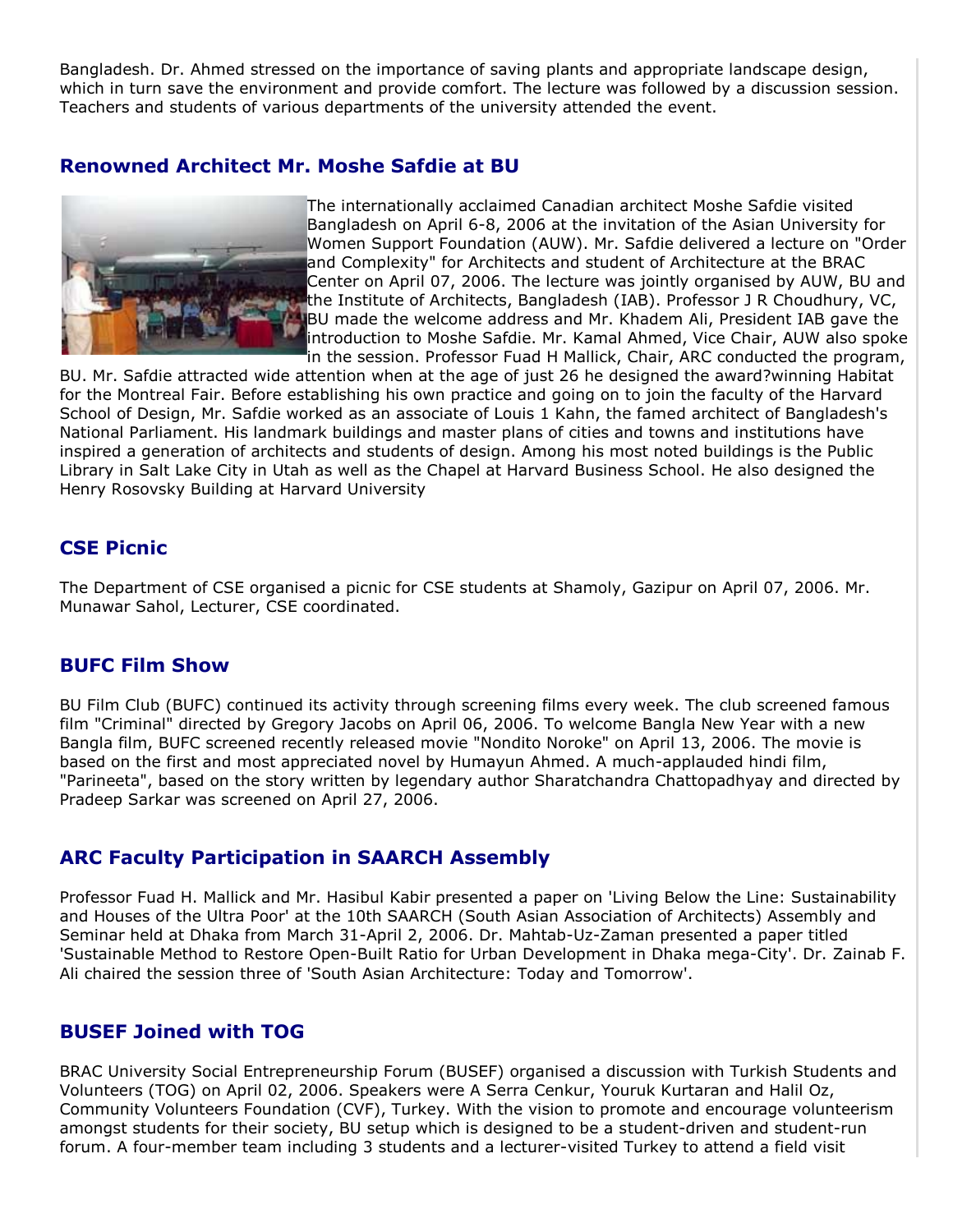Bangladesh. Dr. Ahmed stressed on the importance of saving plants and appropriate landscape design, which in turn save the environment and provide comfort. The lecture was followed by a discussion session. Teachers and students of various departments of the university attended the event.

## Renowned Architect Mr. Moshe Safdie at BU

The internationally acclaimed Canadian architect Moshe Safdie visited Bangladesh on April 6-8, 2006 at the invitation of the Asian University for Women Support Foundation (AUW). Mr. Safdie delivered a lecture on "Order and Complexity" for Architects and student of Architecture at the BRAC Center on April 07, 2006. The lecture was jointly organised by AUW, BU and the Institute of Architects, Bangladesh (IAB). Professor J R Choudhury, VC, BU made the welcome address and Mr. Khadem Ali, President IAB gave the introduction to Moshe Safdie. Mr. Kamal Ahmed, Vice Chair, AUW also spoke in the session. Professor Fuad H Mallick, Chair, ARC conducted the program, BU. Mr. Safdie attracted wide attention when at the age of just 26 he designed the award?winning Habitat for the Montreal Fair. Before establishing his own practice and going on to join the faculty of the Harvard School of Design, Mr. Safdie worked as an associate of Louis 1 Kahn, the famed architect of Bangladesh's National Parliament. His landmark buildings and master plans of cities and towns and institutions have inspired a generation of architects and students of design. Among his most noted buildings is the Public Library in Salt Lake City in Utah as well as the Chapel at Harvard Business School. He also designed the Henry Rosovsky Building at Harvard University

## CSE Picnic

The Department of CSE organised a picnic for CSE students at Shamoly, Gazipur on April 07, 2006. Mr. Munawar Sahol, Lecturer, CSE coordinated.

## BUFC Film Show

BU Film Club (BUFC) continued its activity through screening films every week. The club screened famous film "Criminal" directed by Gregory Jacobs on April 06, 2006. To welcome Bangla New Year with a new Bangla film, BUFC screened recently released movie "Nondito Noroke" on April 13, 2006. The movie is based on the first and most appreciated novel by Humayun Ahmed. A much-applauded hindi film, "Parineeta", based on the story written by legendary author Sharatchandra Chattopadhyay and directed by Pradeep Sarkar was screened on April 27, 2006.

## ARC Faculty Participation in SAARCH Assembly

Professor Fuad H. Mallick and Mr. Hasibul Kabir presented a paper on 'Living Below the Line: Sustainability and Houses of the Ultra Poor' at the 10th SAARCH (South Asian Association of Architects) Assembly and Seminar held at Dhaka from March 31-April 2, 2006. Dr. Mahtab-Uz-Zaman presented a paper titled 'Sustainable Method to Restore Open-Built Ratio for Urban Development in Dhaka mega-City'. Dr. Zainab F. Ali chaired the session three of 'South Asian Architecture: Today and Tomorrow'.

## BUSEF Joined with TOG

BRAC University Social Entrepreneurship Forum (BUSEF) organised a discussion with Turkish Students and Volunteers (TOG) on April 02, 2006. Speakers were A Serra Cenkur, Youruk Kurtaran and Halil Oz, Community Volunteers Foundation (CVF), Turkey. With the vision to promote and encourage volunteerism amongst students for their society, BU setup which is designed to be a student-driven and student-run forum. A four-member team including 3 students and a lecturer-visited Turkey to attend a field visit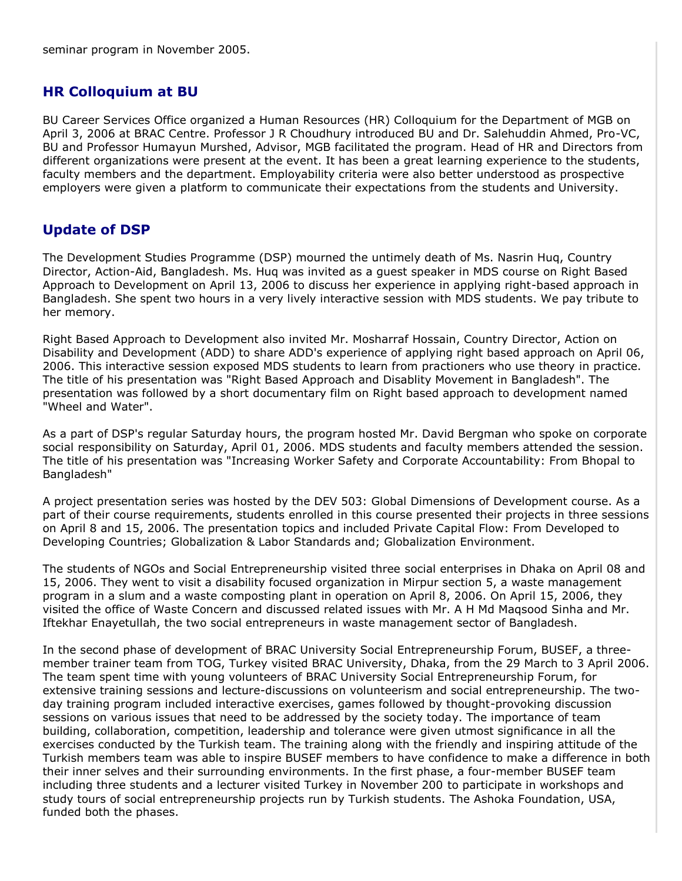seminar program in November 2005.

## HR Colloquium at BU

BU Career Services Office organized a Human Resources (HR) Colloquium for the Department of MGB on April 3, 2006 at BRAC Centre. Professor J R Choudhury introduced BU and Dr. Salehuddin Ahmed, Pro-VC, BU and Professor Humayun Murshed, Advisor, MGB facilitated the program. Head of HR and Directors from different organizations were present at the event. It has been a great learning experience to the students, faculty members and the department. Employability criteria were also better understood as prospective employers were given a platform to communicate their expectations from the students and University.

## Update of DSP

The Development Studies Programme (DSP) mourned the untimely death of Ms. Nasrin Huq, Country Director, Action-Aid, Bangladesh. Ms. Huq was invited as a guest speaker in MDS course on Right Based Approach to Development on April 13, 2006 to discuss her experience in applying right-based approach in Bangladesh. She spent two hours in a very lively interactive session with MDS students. We pay tribute to her memory.

Right Based Approach to Development also invited Mr. Mosharraf Hossain, Country Director, Action on Disability and Development (ADD) to share ADD's experience of applying right based approach on April 06, 2006. This interactive session exposed MDS students to learn from practioners who use theory in practice. The title of his presentation was "Right Based Approach and Disablity Movement in Bangladesh". The presentation was followed by a short documentary film on Right based approach to development named "Wheel and Water".

As a part of DSP's regular Saturday hours, the program hosted Mr. David Bergman who spoke on corporate social responsibility on Saturday, April 01, 2006. MDS students and faculty members attended the session. The title of his presentation was "Increasing Worker Safety and Corporate Accountability: From Bhopal to Bangladesh"

A project presentation series was hosted by the DEV 503: Global Dimensions of Development course. As a part of their course requirements, students enrolled in this course presented their projects in three sessions on April 8 and 15, 2006. The presentation topics and included Private Capital Flow: From Developed to Developing Countries; Globalization & Labor Standards and; Globalization Environment.

The students of NGOs and Social Entrepreneurship visited three social enterprises in Dhaka on April 08 and 15, 2006. They went to visit a disability focused organization in Mirpur section 5, a waste management program in a slum and a waste composting plant in operation on April 8, 2006. On April 15, 2006, they visited the office of Waste Concern and discussed related issues with Mr. A H Md Maqsood Sinha and Mr. Iftekhar Enayetullah, the two social entrepreneurs in waste management sector of Bangladesh.

In the second phase of development of BRAC University Social Entrepreneurship Forum, BUSEF, a three-member trainer team from TOG, Turkey visited BRAC University, Dhaka, from the 29 March to 3 April 2006. The team spent time with young volunteers of BRAC University Social Entrepreneurship Forum, for extensive training sessions and lecture-discussions on volunteerism and social entrepreneurship. The two-day training program included interactive exercises, games followed by thought-provoking discussion sessions on various issues that need to be addressed by the society today. The importance of team building, collaboration, competition, leadership and tolerance were given utmost significance in all the exercises conducted by the Turkish team. The training along with the friendly and inspiring attitude of the Turkish members team was able to inspire BUSEF members to have confidence to make a difference in both their inner selves and their surrounding environments. In the first phase, a four-member BUSEF team including three students and a lecturer visited Turkey in November 200 to participate in workshops and study tours of social entrepreneurship projects run by Turkish students. The Ashoka Foundation, USA, funded both the phases.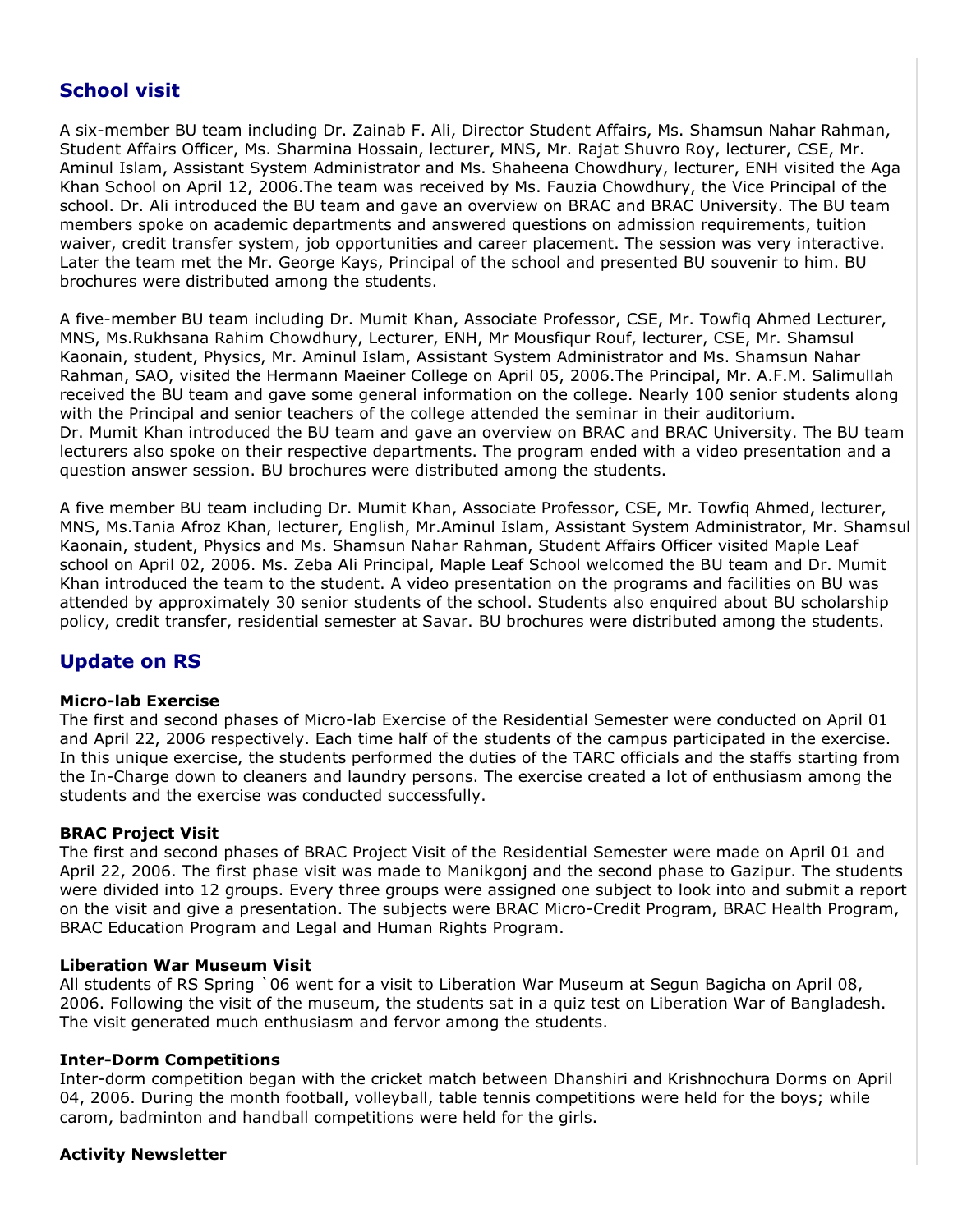## School visit

A six-member BU team including Dr. Zainab F. Ali, Director Student Affairs, Ms. Shamsun Nahar Rahman, Student Affairs Officer, Ms. Sharmina Hossain, lecturer, MNS, Mr. Rajat Shuvro Roy, lecturer, CSE, Mr. Aminul Islam, Assistant System Administrator and Ms. Shaheena Chowdhury, lecturer, ENH visited the Aga Khan School on April 12, 2006.The team was received by Ms. Fauzia Chowdhury, the Vice Principal of the school. Dr. Ali introduced the BU team and gave an overview on BRAC and BRAC University. The BU team members spoke on academic departments and answered questions on admission requirements, tuition waiver, credit transfer system, job opportunities and career placement. The session was very interactive. Later the team met the Mr. George Kays, Principal of the school and presented BU souvenir to him. BU brochures were distributed among the students.

A five-member BU team including Dr. Mumit Khan, Associate Professor, CSE, Mr. Towfiq Ahmed Lecturer, MNS, Ms.Rukhsana Rahim Chowdhury, Lecturer, ENH, Mr Mousfiqur Rouf, lecturer, CSE, Mr. Shamsul Kaonain, student, Physics, Mr. Aminul Islam, Assistant System Administrator and Ms. Shamsun Nahar Rahman, SAO, visited the Hermann Maeiner College on April 05, 2006.The Principal, Mr. A.F.M. Salimullah received the BU team and gave some general information on the college. Nearly 100 senior students along with the Principal and senior teachers of the college attended the seminar in their auditorium.
Dr. Mumit Khan introduced the BU team and gave an overview on BRAC and BRAC University. The BU team lecturers also spoke on their respective departments. The program ended with a video presentation and a question answer session. BU brochures were distributed among the students.

A five member BU team including Dr. Mumit Khan, Associate Professor, CSE, Mr. Towfiq Ahmed, lecturer, MNS, Ms.Tania Afroz Khan, lecturer, English, Mr.Aminul Islam, Assistant System Administrator, Mr. Shamsul Kaonain, student, Physics and Ms. Shamsun Nahar Rahman, Student Affairs Officer visited Maple Leaf school on April 02, 2006. Ms. Zeba Ali Principal, Maple Leaf School welcomed the BU team and Dr. Mumit Khan introduced the team to the student. A video presentation on the programs and facilities on BU was attended by approximately 30 senior students of the school. Students also enquired about BU scholarship policy, credit transfer, residential semester at Savar. BU brochures were distributed among the students.

## Update on RS

**Micro-lab Exercise**
The first and second phases of Micro-lab Exercise of the Residential Semester were conducted on April 01 and April 22, 2006 respectively. Each time half of the students of the campus participated in the exercise. In this unique exercise, the students performed the duties of the TARC officials and the staffs starting from the In-Charge down to cleaners and laundry persons. The exercise created a lot of enthusiasm among the students and the exercise was conducted successfully.

**BRAC Project Visit**
The first and second phases of BRAC Project Visit of the Residential Semester were made on April 01 and April 22, 2006. The first phase visit was made to Manikgonj and the second phase to Gazipur. The students were divided into 12 groups. Every three groups were assigned one subject to look into and submit a report on the visit and give a presentation. The subjects were BRAC Micro-Credit Program, BRAC Health Program, BRAC Education Program and Legal and Human Rights Program.

**Liberation War Museum Visit**
All students of RS Spring `06 went for a visit to Liberation War Museum at Segun Bagicha on April 08, 2006. Following the visit of the museum, the students sat in a quiz test on Liberation War of Bangladesh. The visit generated much enthusiasm and fervor among the students.

**Inter-Dorm Competitions**
Inter-dorm competition began with the cricket match between Dhanshiri and Krishnochura Dorms on April 04, 2006. During the month football, volleyball, table tennis competitions were held for the boys; while carom, badminton and handball competitions were held for the girls.

**Activity Newsletter**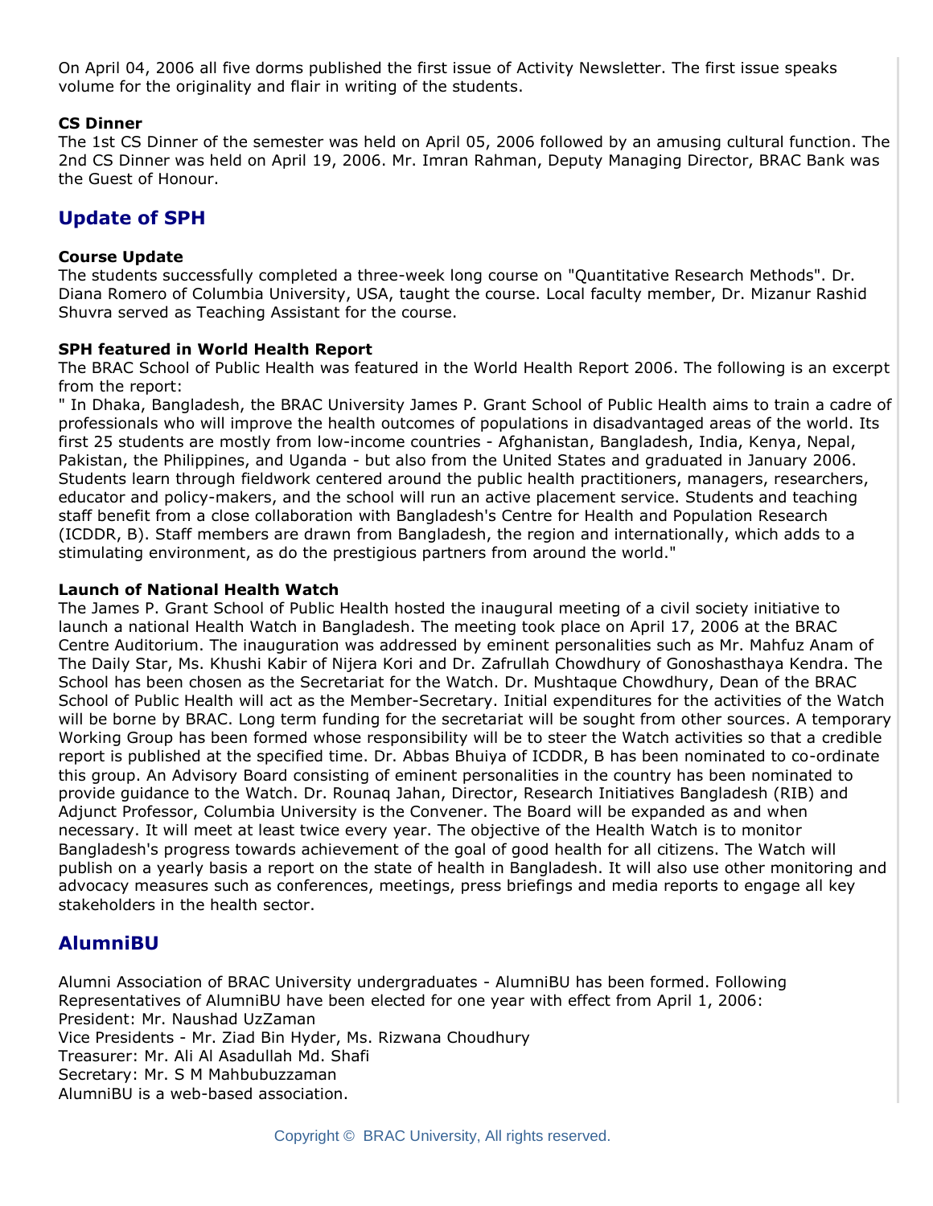On April 04, 2006 all five dorms published the first issue of Activity Newsletter. The first issue speaks volume for the originality and flair in writing of the students.

**CS Dinner**

The 1st CS Dinner of the semester was held on April 05, 2006 followed by an amusing cultural function. The 2nd CS Dinner was held on April 19, 2006. Mr. Imran Rahman, Deputy Managing Director, BRAC Bank was the Guest of Honour.

## Update of SPH

**Course Update**

The students successfully completed a three-week long course on "Quantitative Research Methods". Dr. Diana Romero of Columbia University, USA, taught the course. Local faculty member, Dr. Mizanur Rashid Shuvra served as Teaching Assistant for the course.

**SPH featured in World Health Report**

The BRAC School of Public Health was featured in the World Health Report 2006. The following is an excerpt from the report:

" In Dhaka, Bangladesh, the BRAC University James P. Grant School of Public Health aims to train a cadre of professionals who will improve the health outcomes of populations in disadvantaged areas of the world. Its first 25 students are mostly from low-income countries - Afghanistan, Bangladesh, India, Kenya, Nepal, Pakistan, the Philippines, and Uganda - but also from the United States and graduated in January 2006. Students learn through fieldwork centered around the public health practitioners, managers, researchers, educator and policy-makers, and the school will run an active placement service. Students and teaching staff benefit from a close collaboration with Bangladesh's Centre for Health and Population Research (ICDDR, B). Staff members are drawn from Bangladesh, the region and internationally, which adds to a stimulating environment, as do the prestigious partners from around the world."

**Launch of National Health Watch**

The James P. Grant School of Public Health hosted the inaugural meeting of a civil society initiative to launch a national Health Watch in Bangladesh. The meeting took place on April 17, 2006 at the BRAC Centre Auditorium. The inauguration was addressed by eminent personalities such as Mr. Mahfuz Anam of The Daily Star, Ms. Khushi Kabir of Nijera Kori and Dr. Zafrullah Chowdhury of Gonoshasthaya Kendra. The School has been chosen as the Secretariat for the Watch. Dr. Mushtaque Chowdhury, Dean of the BRAC School of Public Health will act as the Member-Secretary. Initial expenditures for the activities of the Watch will be borne by BRAC. Long term funding for the secretariat will be sought from other sources. A temporary Working Group has been formed whose responsibility will be to steer the Watch activities so that a credible report is published at the specified time. Dr. Abbas Bhuiya of ICDDR, B has been nominated to co-ordinate this group. An Advisory Board consisting of eminent personalities in the country has been nominated to provide guidance to the Watch. Dr. Rounaq Jahan, Director, Research Initiatives Bangladesh (RIB) and Adjunct Professor, Columbia University is the Convener. The Board will be expanded as and when necessary. It will meet at least twice every year. The objective of the Health Watch is to monitor Bangladesh's progress towards achievement of the goal of good health for all citizens. The Watch will publish on a yearly basis a report on the state of health in Bangladesh. It will also use other monitoring and advocacy measures such as conferences, meetings, press briefings and media reports to engage all key stakeholders in the health sector.

## AlumniBU

Alumni Association of BRAC University undergraduates - AlumniBU has been formed. Following Representatives of AlumniBU have been elected for one year with effect from April 1, 2006:

President: Mr. Naushad UzZaman
Vice Presidents - Mr. Ziad Bin Hyder, Ms. Rizwana Choudhury
Treasurer: Mr. Ali Al Asadullah Md. Shafi
Secretary: Mr. S M Mahbubuzzaman
AlumniBU is a web-based association.